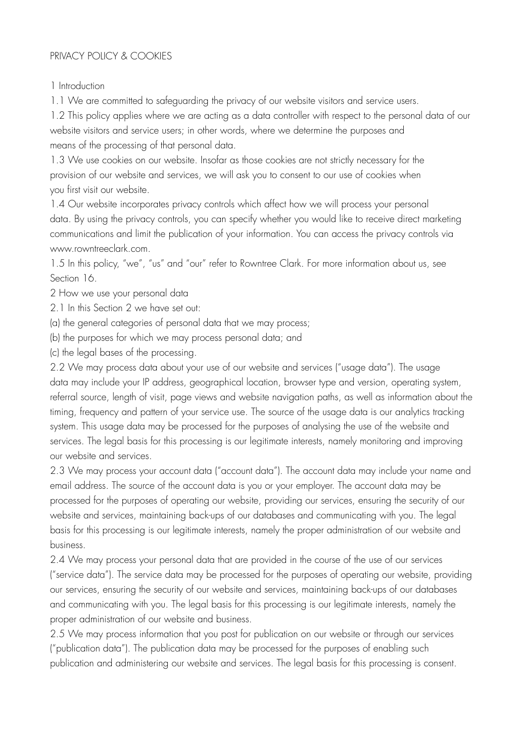# PRIVACY POLICY & COOKIES

## 1 Introduction

1.1 We are committed to safeguarding the privacy of our website visitors and service users.

1.2 This policy applies where we are acting as a data controller with respect to the personal data of our website visitors and service users; in other words, where we determine the purposes and means of the processing of that personal data.

1.3 We use cookies on our website. Insofar as those cookies are not strictly necessary for the provision of our website and services, we will ask you to consent to our use of cookies when you first visit our website.

1.4 Our website incorporates privacy controls which affect how we will process your personal data. By using the privacy controls, you can specify whether you would like to receive direct marketing communications and limit the publication of your information. You can access the privacy controls via www.rowntreeclark.com.

1.5 In this policy, "we", "us" and "our" refer to Rowntree Clark. For more information about us, see Section 16.

## 2 How we use your personal data

2.1 In this Section 2 we have set out:

(a) the general categories of personal data that we may process;

(b) the purposes for which we may process personal data; and

(c) the legal bases of the processing.

2.2 We may process data about your use of our website and services ("usage data"). The usage data may include your IP address, geographical location, browser type and version, operating system, referral source, length of visit, page views and website navigation paths, as well as information about the timing, frequency and pattern of your service use. The source of the usage data is our analytics tracking system. This usage data may be processed for the purposes of analysing the use of the website and services. The legal basis for this processing is our legitimate interests, namely monitoring and improving our website and services.

2.3 We may process your account data ("account data"). The account data may include your name and email address. The source of the account data is you or your employer. The account data may be processed for the purposes of operating our website, providing our services, ensuring the security of our website and services, maintaining back-ups of our databases and communicating with you. The legal basis for this processing is our legitimate interests, namely the proper administration of our website and business.

2.4 We may process your personal data that are provided in the course of the use of our services ("service data"). The service data may be processed for the purposes of operating our website, providing our services, ensuring the security of our website and services, maintaining back-ups of our databases and communicating with you. The legal basis for this processing is our legitimate interests, namely the proper administration of our website and business.

2.5 We may process information that you post for publication on our website or through our services ("publication data"). The publication data may be processed for the purposes of enabling such publication and administering our website and services. The legal basis for this processing is consent.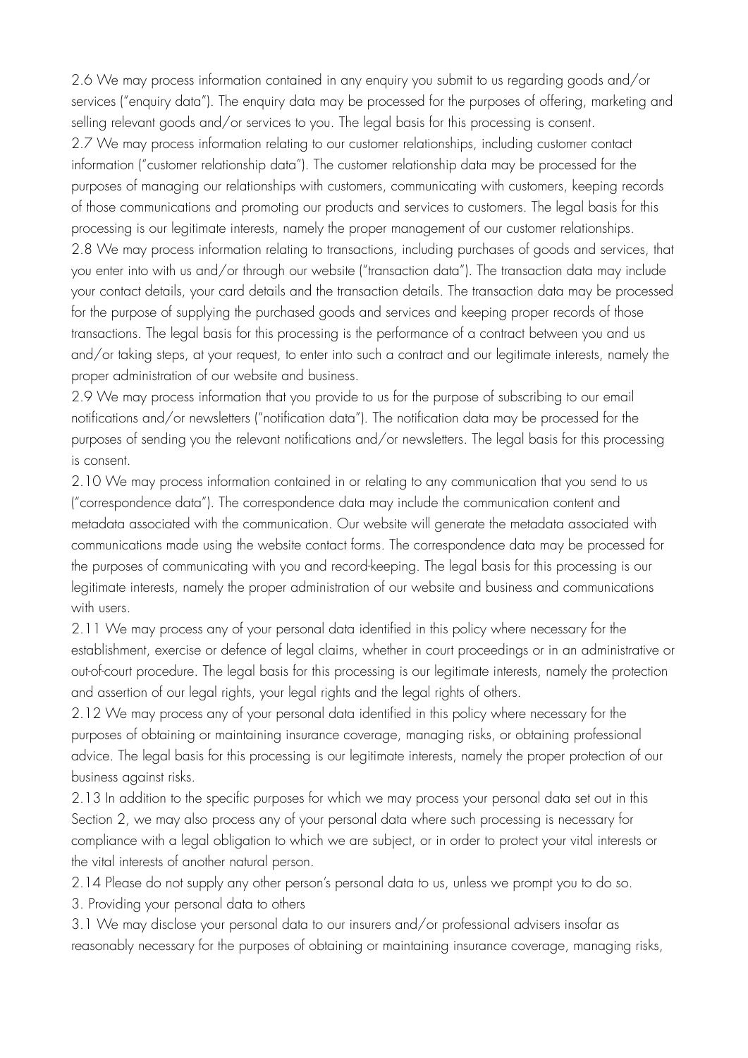2.6 We may process information contained in any enquiry you submit to us regarding goods and/or services ("enquiry data"). The enquiry data may be processed for the purposes of offering, marketing and selling relevant goods and/or services to you. The legal basis for this processing is consent.

2.7 We may process information relating to our customer relationships, including customer contact information ("customer relationship data"). The customer relationship data may be processed for the purposes of managing our relationships with customers, communicating with customers, keeping records of those communications and promoting our products and services to customers. The legal basis for this processing is our legitimate interests, namely the proper management of our customer relationships.

2.8 We may process information relating to transactions, including purchases of goods and services, that you enter into with us and/or through our website ("transaction data"). The transaction data may include your contact details, your card details and the transaction details. The transaction data may be processed for the purpose of supplying the purchased goods and services and keeping proper records of those transactions. The legal basis for this processing is the performance of a contract between you and us and/or taking steps, at your request, to enter into such a contract and our legitimate interests, namely the proper administration of our website and business.

2.9 We may process information that you provide to us for the purpose of subscribing to our email notifications and/or newsletters ("notification data"). The notification data may be processed for the purposes of sending you the relevant notifications and/or newsletters. The legal basis for this processing is consent.

2.10 We may process information contained in or relating to any communication that you send to us ("correspondence data"). The correspondence data may include the communication content and metadata associated with the communication. Our website will generate the metadata associated with communications made using the website contact forms. The correspondence data may be processed for the purposes of communicating with you and record-keeping. The legal basis for this processing is our legitimate interests, namely the proper administration of our website and business and communications with users.

2.11 We may process any of your personal data identified in this policy where necessary for the establishment, exercise or defence of legal claims, whether in court proceedings or in an administrative or out-of-court procedure. The legal basis for this processing is our legitimate interests, namely the protection and assertion of our legal rights, your legal rights and the legal rights of others.

2.12 We may process any of your personal data identified in this policy where necessary for the purposes of obtaining or maintaining insurance coverage, managing risks, or obtaining professional advice. The legal basis for this processing is our legitimate interests, namely the proper protection of our business against risks.

2.13 In addition to the specific purposes for which we may process your personal data set out in this Section 2, we may also process any of your personal data where such processing is necessary for compliance with a legal obligation to which we are subject, or in order to protect your vital interests or the vital interests of another natural person.

2.14 Please do not supply any other person's personal data to us, unless we prompt you to do so.

3. Providing your personal data to others

3.1 We may disclose your personal data to our insurers and/or professional advisers insofar as reasonably necessary for the purposes of obtaining or maintaining insurance coverage, managing risks,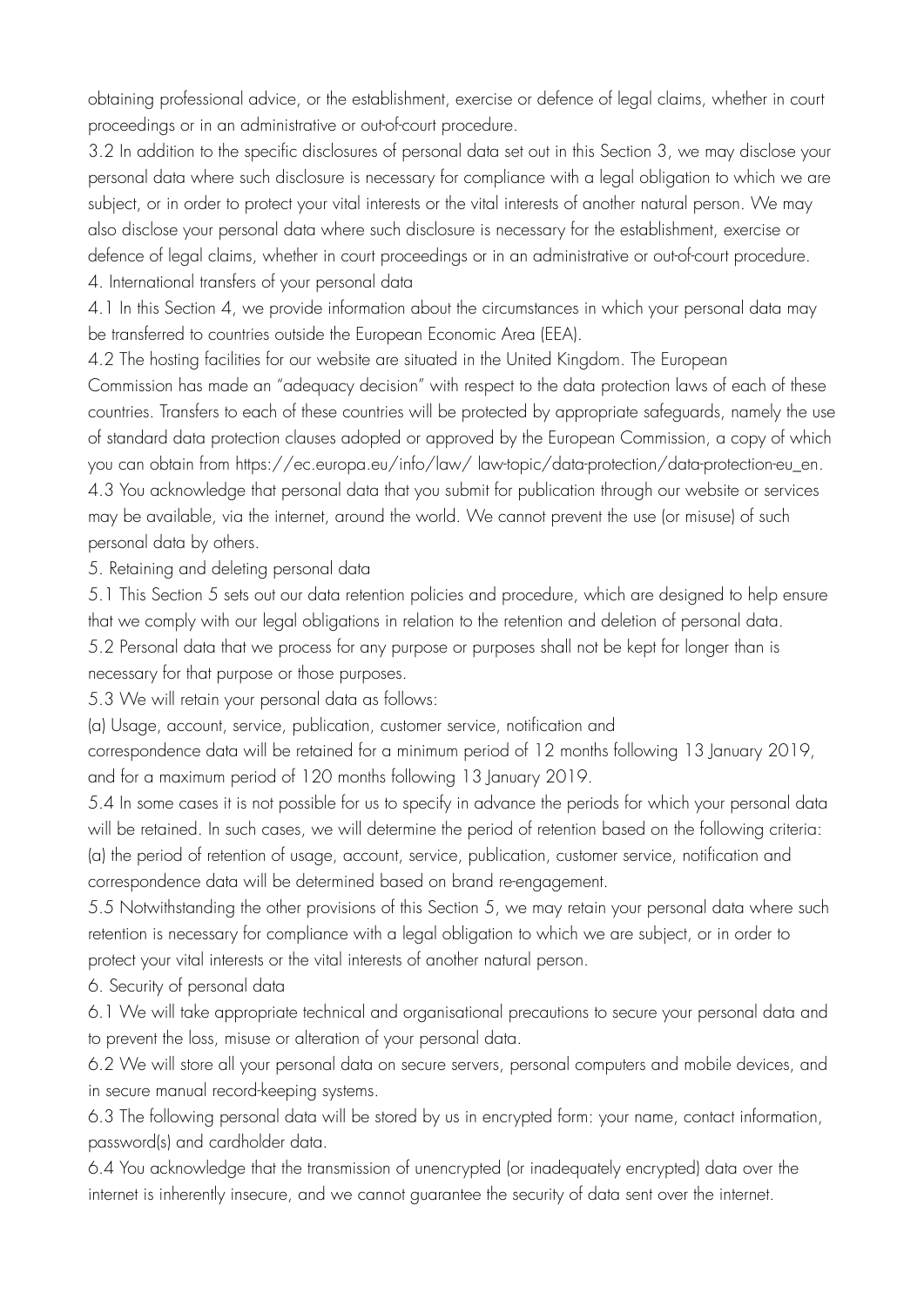obtaining professional advice, or the establishment, exercise or defence of legal claims, whether in court proceedings or in an administrative or out-of-court procedure.

3.2 In addition to the specific disclosures of personal data set out in this Section 3, we may disclose your personal data where such disclosure is necessary for compliance with a legal obligation to which we are subject, or in order to protect your vital interests or the vital interests of another natural person. We may also disclose your personal data where such disclosure is necessary for the establishment, exercise or defence of legal claims, whether in court proceedings or in an administrative or out-of-court procedure.

4. International transfers of your personal data

4.1 In this Section 4, we provide information about the circumstances in which your personal data may be transferred to countries outside the European Economic Area (EEA).

4.2 The hosting facilities for our website are situated in the United Kingdom. The European Commission has made an "adequacy decision" with respect to the data protection laws of each of these countries. Transfers to each of these countries will be protected by appropriate safeguards, namely the use of standard data protection clauses adopted or approved by the European Commission, a copy of which you can obtain from https://ec.europa.eu/info/law/ law-topic/data-protection/data-protection-eu_en.

4.3 You acknowledge that personal data that you submit for publication through our website or services may be available, via the internet, around the world. We cannot prevent the use (or misuse) of such personal data by others.

5. Retaining and deleting personal data

5.1 This Section 5 sets out our data retention policies and procedure, which are designed to help ensure that we comply with our legal obligations in relation to the retention and deletion of personal data.

5.2 Personal data that we process for any purpose or purposes shall not be kept for longer than is necessary for that purpose or those purposes.

5.3 We will retain your personal data as follows:

(a) Usage, account, service, publication, customer service, notification and correspondence data will be retained for a minimum period of 12 months following 13 January 2019, and for a maximum period of 120 months following 13 January 2019.

5.4 In some cases it is not possible for us to specify in advance the periods for which your personal data will be retained. In such cases, we will determine the period of retention based on the following criteria:

(a) the period of retention of usage, account, service, publication, customer service, notification and correspondence data will be determined based on brand re-engagement.

5.5 Notwithstanding the other provisions of this Section 5, we may retain your personal data where such retention is necessary for compliance with a legal obligation to which we are subject, or in order to protect your vital interests or the vital interests of another natural person.

6. Security of personal data

6.1 We will take appropriate technical and organisational precautions to secure your personal data and to prevent the loss, misuse or alteration of your personal data.

6.2 We will store all your personal data on secure servers, personal computers and mobile devices, and in secure manual record-keeping systems.

6.3 The following personal data will be stored by us in encrypted form: your name, contact information, password(s) and cardholder data.

6.4 You acknowledge that the transmission of unencrypted (or inadequately encrypted) data over the internet is inherently insecure, and we cannot guarantee the security of data sent over the internet.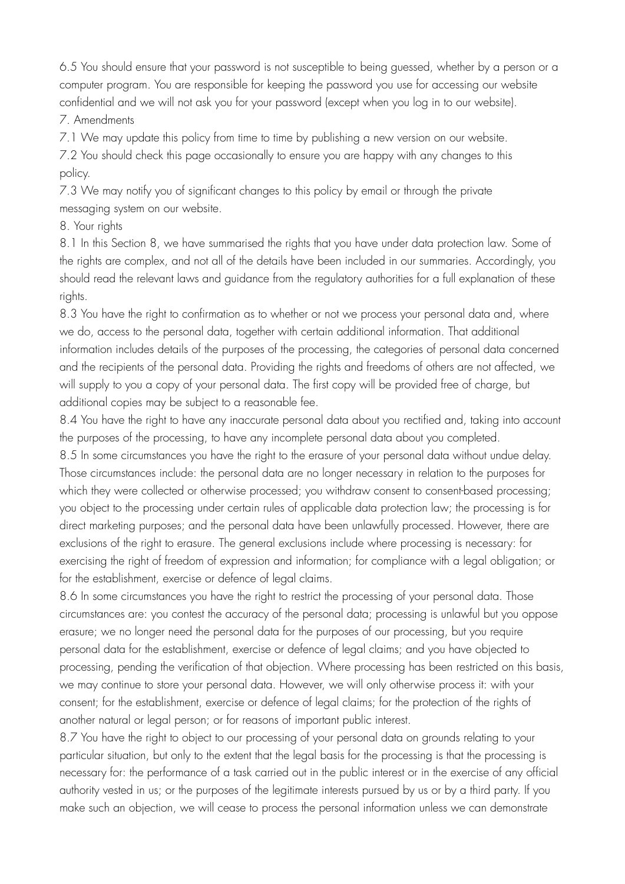6.5 You should ensure that your password is not susceptible to being guessed, whether by a person or a computer program. You are responsible for keeping the password you use for accessing our website confidential and we will not ask you for your password (except when you log in to our website).

## 7. Amendments

7.1 We may update this policy from time to time by publishing a new version on our website.

7.2 You should check this page occasionally to ensure you are happy with any changes to this policy.

7.3 We may notify you of significant changes to this policy by email or through the private messaging system on our website.

## 8. Your rights

8.1 In this Section 8, we have summarised the rights that you have under data protection law. Some of the rights are complex, and not all of the details have been included in our summaries. Accordingly, you should read the relevant laws and guidance from the regulatory authorities for a full explanation of these rights.

8.3 You have the right to confirmation as to whether or not we process your personal data and, where we do, access to the personal data, together with certain additional information. That additional information includes details of the purposes of the processing, the categories of personal data concerned and the recipients of the personal data. Providing the rights and freedoms of others are not affected, we will supply to you a copy of your personal data. The first copy will be provided free of charge, but additional copies may be subject to a reasonable fee.

8.4 You have the right to have any inaccurate personal data about you rectified and, taking into account the purposes of the processing, to have any incomplete personal data about you completed.

8.5 In some circumstances you have the right to the erasure of your personal data without undue delay. Those circumstances include: the personal data are no longer necessary in relation to the purposes for which they were collected or otherwise processed; you withdraw consent to consent-based processing; you object to the processing under certain rules of applicable data protection law; the processing is for direct marketing purposes; and the personal data have been unlawfully processed. However, there are exclusions of the right to erasure. The general exclusions include where processing is necessary: for exercising the right of freedom of expression and information; for compliance with a legal obligation; or for the establishment, exercise or defence of legal claims.

8.6 In some circumstances you have the right to restrict the processing of your personal data. Those circumstances are: you contest the accuracy of the personal data; processing is unlawful but you oppose erasure; we no longer need the personal data for the purposes of our processing, but you require personal data for the establishment, exercise or defence of legal claims; and you have objected to processing, pending the verification of that objection. Where processing has been restricted on this basis, we may continue to store your personal data. However, we will only otherwise process it: with your consent; for the establishment, exercise or defence of legal claims; for the protection of the rights of another natural or legal person; or for reasons of important public interest.

8.7 You have the right to object to our processing of your personal data on grounds relating to your particular situation, but only to the extent that the legal basis for the processing is that the processing is necessary for: the performance of a task carried out in the public interest or in the exercise of any official authority vested in us; or the purposes of the legitimate interests pursued by us or by a third party. If you make such an objection, we will cease to process the personal information unless we can demonstrate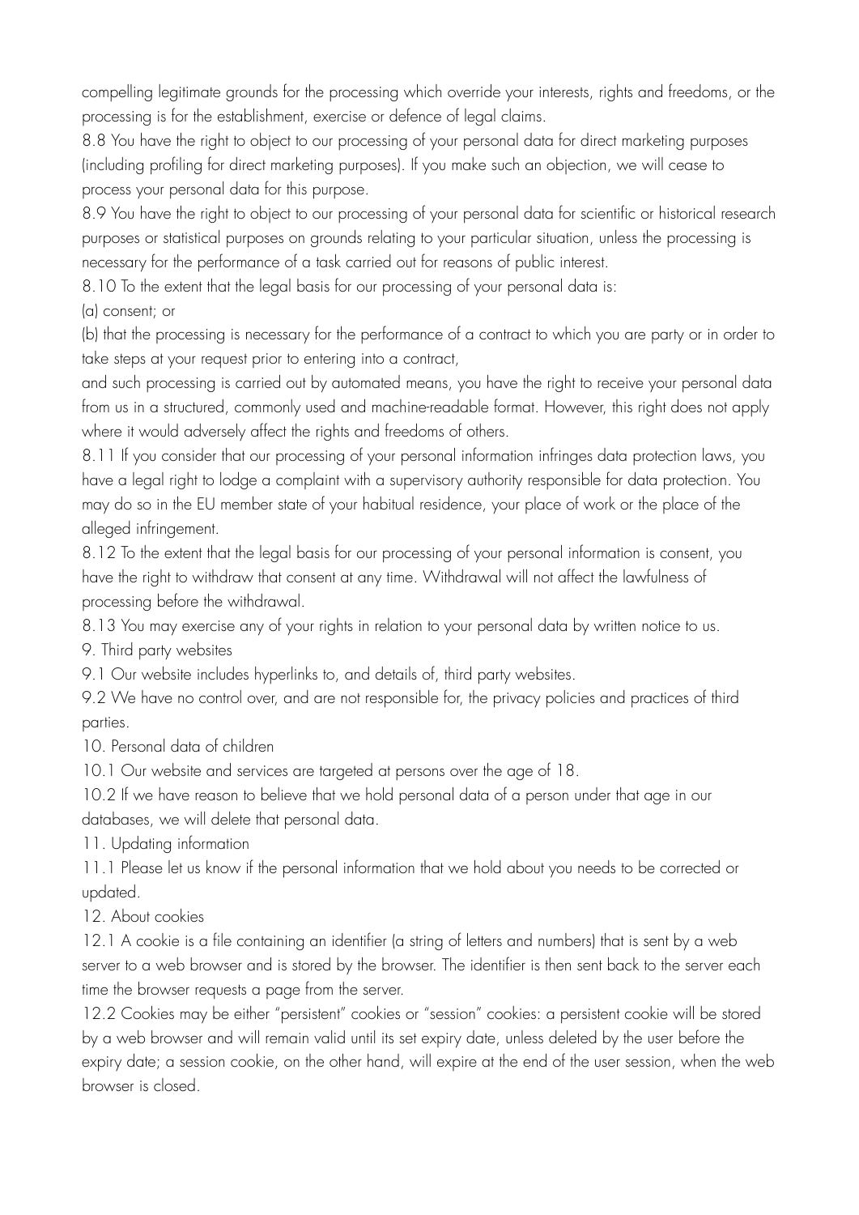compelling legitimate grounds for the processing which override your interests, rights and freedoms, or the processing is for the establishment, exercise or defence of legal claims.

8.8 You have the right to object to our processing of your personal data for direct marketing purposes (including profiling for direct marketing purposes). If you make such an objection, we will cease to process your personal data for this purpose.

8.9 You have the right to object to our processing of your personal data for scientific or historical research purposes or statistical purposes on grounds relating to your particular situation, unless the processing is necessary for the performance of a task carried out for reasons of public interest.

8.10 To the extent that the legal basis for our processing of your personal data is:

(a) consent; or

(b) that the processing is necessary for the performance of a contract to which you are party or in order to take steps at your request prior to entering into a contract,

and such processing is carried out by automated means, you have the right to receive your personal data from us in a structured, commonly used and machine-readable format. However, this right does not apply where it would adversely affect the rights and freedoms of others.

8.11 If you consider that our processing of your personal information infringes data protection laws, you have a legal right to lodge a complaint with a supervisory authority responsible for data protection. You may do so in the EU member state of your habitual residence, your place of work or the place of the alleged infringement.

8.12 To the extent that the legal basis for our processing of your personal information is consent, you have the right to withdraw that consent at any time. Withdrawal will not affect the lawfulness of processing before the withdrawal.

8.13 You may exercise any of your rights in relation to your personal data by written notice to us.

## 9. Third party websites

9.1 Our website includes hyperlinks to, and details of, third party websites.

9.2 We have no control over, and are not responsible for, the privacy policies and practices of third parties.

## 10. Personal data of children

10.1 Our website and services are targeted at persons over the age of 18.

10.2 If we have reason to believe that we hold personal data of a person under that age in our databases, we will delete that personal data.

## 11. Updating information

11.1 Please let us know if the personal information that we hold about you needs to be corrected or updated.

## 12. About cookies

12.1 A cookie is a file containing an identifier (a string of letters and numbers) that is sent by a web server to a web browser and is stored by the browser. The identifier is then sent back to the server each time the browser requests a page from the server.

12.2 Cookies may be either "persistent" cookies or "session" cookies: a persistent cookie will be stored by a web browser and will remain valid until its set expiry date, unless deleted by the user before the expiry date; a session cookie, on the other hand, will expire at the end of the user session, when the web browser is closed.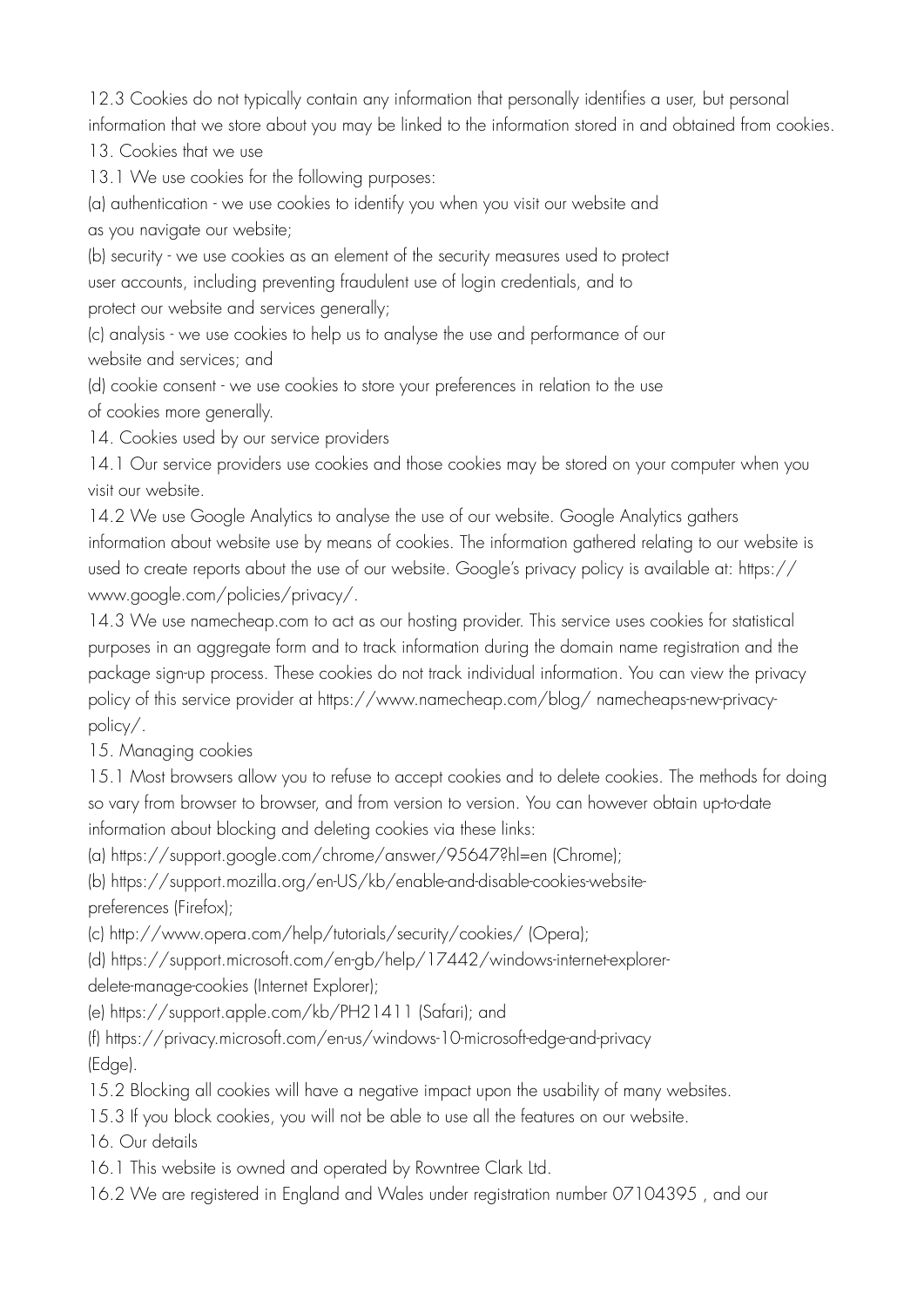12.3 Cookies do not typically contain any information that personally identifies a user, but personal information that we store about you may be linked to the information stored in and obtained from cookies.

13. Cookies that we use

13.1 We use cookies for the following purposes:

(a) authentication - we use cookies to identify you when you visit our website and as you navigate our website;

(b) security - we use cookies as an element of the security measures used to protect user accounts, including preventing fraudulent use of login credentials, and to protect our website and services generally;

(c) analysis - we use cookies to help us to analyse the use and performance of our website and services; and

(d) cookie consent - we use cookies to store your preferences in relation to the use of cookies more generally.

14. Cookies used by our service providers

14.1 Our service providers use cookies and those cookies may be stored on your computer when you visit our website.

14.2 We use Google Analytics to analyse the use of our website. Google Analytics gathers information about website use by means of cookies. The information gathered relating to our website is used to create reports about the use of our website. Google's privacy policy is available at: https://www.google.com/policies/privacy/.

14.3 We use namecheap.com to act as our hosting provider. This service uses cookies for statistical purposes in an aggregate form and to track information during the domain name registration and the package sign-up process. These cookies do not track individual information. You can view the privacy policy of this service provider at https://www.namecheap.com/blog/ namecheaps-new-privacy-policy/.

15. Managing cookies

15.1 Most browsers allow you to refuse to accept cookies and to delete cookies. The methods for doing so vary from browser to browser, and from version to version. You can however obtain up-to-date information about blocking and deleting cookies via these links:

(a) https://support.google.com/chrome/answer/95647?hl=en (Chrome);

(b) https://support.mozilla.org/en-US/kb/enable-and-disable-cookies-website-preferences (Firefox);

(c) http://www.opera.com/help/tutorials/security/cookies/ (Opera);

(d) https://support.microsoft.com/en-gb/help/17442/windows-internet-explorer-delete-manage-cookies (Internet Explorer);

(e) https://support.apple.com/kb/PH21411 (Safari); and

(f) https://privacy.microsoft.com/en-us/windows-10-microsoft-edge-and-privacy (Edge).

15.2 Blocking all cookies will have a negative impact upon the usability of many websites.

15.3 If you block cookies, you will not be able to use all the features on our website.

16. Our details

16.1 This website is owned and operated by Rowntree Clark Ltd.

16.2 We are registered in England and Wales under registration number 07104395 , and our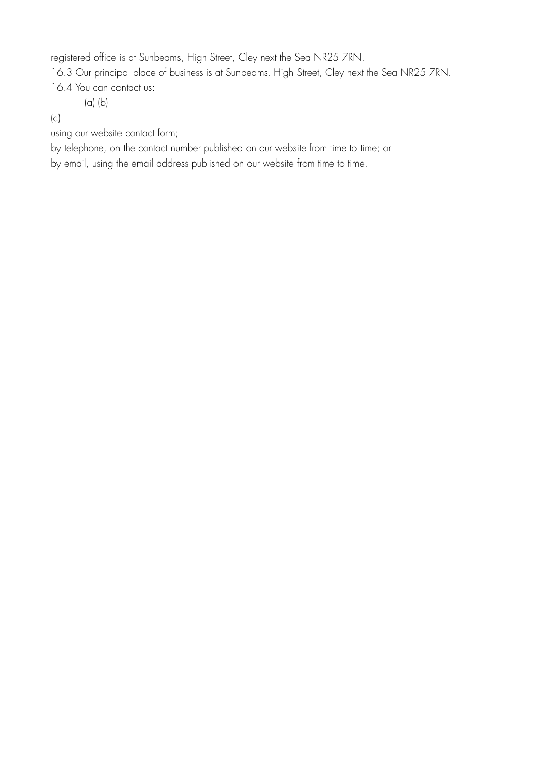registered office is at Sunbeams, High Street, Cley next the Sea NR25 7RN.

16.3 Our principal place of business is at Sunbeams, High Street, Cley next the Sea NR25 7RN.

16.4 You can contact us:

(a) using our website contact form;

(b) by telephone, on the contact number published on our website from time to time; or

(c) by email, using the email address published on our website from time to time.